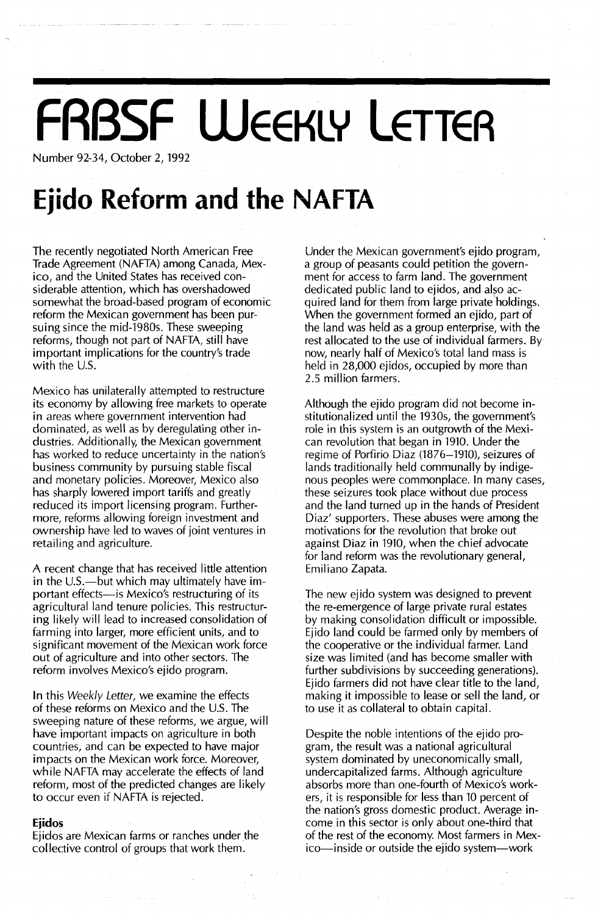# FRBSF Weekly Letter

Number 92-34, October 2, 1992

# Ejido Reform and the NAFTA

The recently negotiated North American Free Trade Agreement (NAFTA) among Canada, Mexico, and the United States has received considerable attention, which has overshadowed somewhat the broad-based program of economic reform the Mexican government has been pursuing since the mid-1980s. These sweeping reforms, though not part of NAFTA, still have important implications for the country's trade with the U.S.

Mexico has unilaterally attempted to restructure its economy by allowing free markets to operate in areas where government intervention had dominated, as well as by deregulating other industries. Additionally, the Mexican government has worked to reduce uncertainty in the nation's business community by pursuing stable fiscal and monetary policies. Moreover, Mexico also has sharply lowered import tariffs and greatly reduced its import licensing program. Furthermore, reforms allowing foreign investment and ownership have led to waves of joint ventures in retailing and agriculture.

A recent change that has received little attention in the U.S.—but which may ultimately have important effects—is Mexico's restructuring of its agricultural land tenure policies. This restructuring likely will lead to increased consolidation of farming into larger, more efficient units, and to significant movement of the Mexican work force out of agriculture and into other sectors. The reform involves Mexico's ejido program.

In this *Weekly Letter,* we examine the effects of these reforms on Mexico and the U.S. The sweeping nature of these reforms, we argue, will have important impacts on agriculture in both countries, and can be expected to have major impacts on the Mexican work force. Moreover, while NAFTA may accelerate the effects of land reform, most of the predicted changes are likely to occur even if NAFTA is rejected.

### Ejidos

Ejidos are Mexican farms or ranches under the collective control of groups that work them. Under the Mexican government's ejido program, a group of peasants could petition the government for access to farm land. The government dedicated public land to ejidos, and also acquired land for them from large private holdings. When the government formed an ejido, part of the land was held as a group enterprise, with the rest allocated to the use of individual farmers. By now, nearly half of Mexico's total land mass is held in 28,000 ejidos, occupied by more than 2.5 million farmers.

Although the ejido program did not become institutionalized until the 1930s, the government's role in this system is an outgrowth of the Mexican revolution that began in 1910. Under the regime of Porfirio Diaz (1876–1910), seizures of lands traditionally held communally by indigenous peoples were commonplace. In many cases, these seizures took place without due process and the land turned up in the hands of President Diaz' supporters. These abuses were among the motivations for the revolution that broke out against Diaz in 1910, when the chief advocate for land reform was the revolutionary general, Emiliano Zapata.

The new ejido system was designed to prevent the re-emergence of large private rural estates by making consolidation difficult or impossible. Ejido land could be farmed only by members of the cooperative or the individual farmer. Land size was limited (and has become smaller with further subdivisions by succeeding generations). Ejido farmers did not have clear title to the land, making it impossible to lease or sell the land, or to use it as collateral to obtain capital.

Despite the noble intentions of the ejido program, the result was a national agricultural system dominated by uneconomically small, undercapitalized farms. Although agriculture absorbs more than one-fourth of Mexico's workers, it is responsible for less than 10 percent of the nation's gross domestic product. Average income in this sector is only about one-third that of the rest of the economy. Most farmers in Mexico—inside or outside the ejido system—work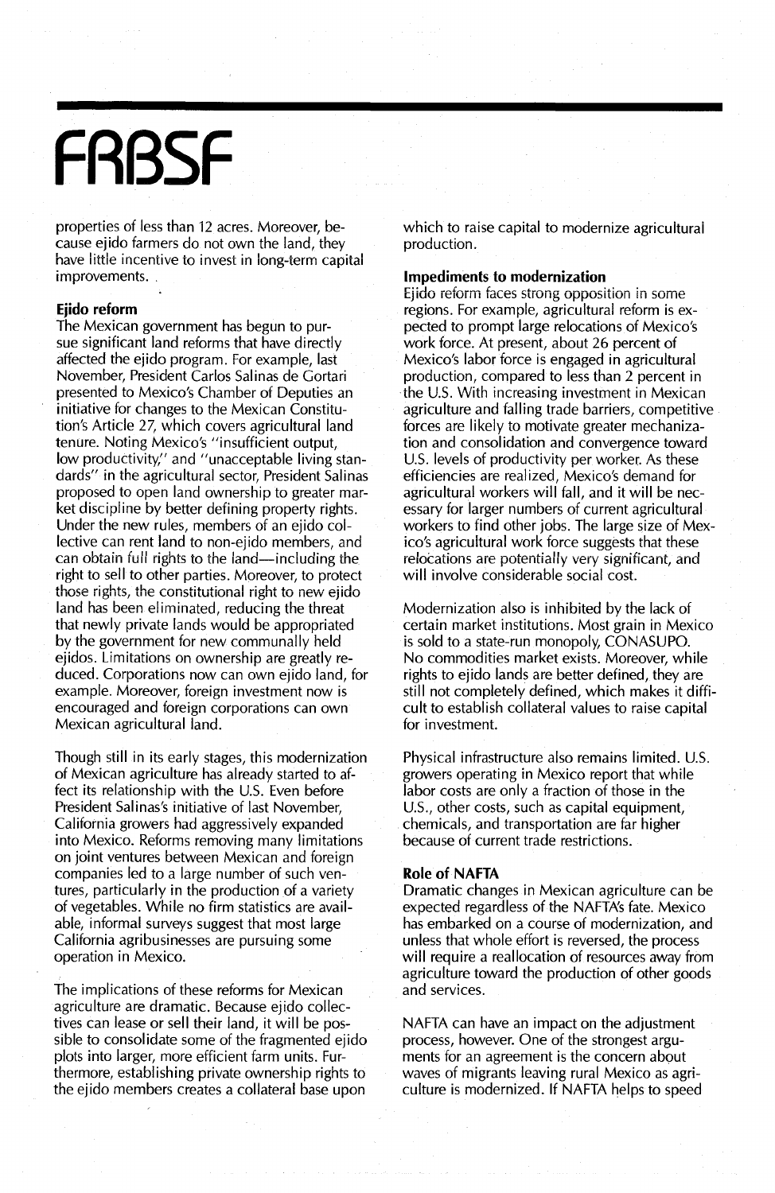properties of less than 12 acres. Moreover, because ejido farmers do not own the land, they have little incentive to invest in long-term capital improvements.

## Ejido reform

The Mexican government has begun to pursue significant land reforms that have directly affected the ejido program. For example, last November, President Carlos Salinas de Gortari presented to Mexico's Chamber of Deputies an initiative for changes to the Mexican Constitution's Article 27, which covers agricultural land tenure. Noting Mexico's "insufficient output, low productivity," and "unacceptable living standards" in the agricultural sector, President Salinas proposed to open land ownership to greater market discipline by better defining property rights. Under the new rules, members of an ejido collective can rent land to non-ejido members, and can obtain full rights to the land—including the right to sell to other parties. Moreover, to protect those rights, the constitutional right to new ejido land has been eliminated, reducing the threat that newly private lands would be appropriated by the government for new communally held ejidos. Limitations on ownership are greatly reduced. Corporations now can own ejido land, for example. Moreover, foreign investment now is encouraged and foreign corporations can own Mexican agricultural land.

Though still in its early stages, this modernization of Mexican agriculture has already started to affect its relationship with the U.S. Even before President Salinas's initiative of last November, California growers had aggressively expanded into Mexico. Reforms removing many limitations on joint ventures between Mexican and foreign companies led to a large number of such ventures, particularly in the production of a variety of vegetables. While no firm statistics are available, informal surveys suggest that most large California agribusinesses are pursuing some operation in Mexico.

The implications of these reforms for Mexican agriculture are dramatic. Because ejido collectives can lease or sell their land, it will be possible to consolidate some of the fragmented ejido plots into larger, more efficient farm units. Furthermore, establishing private ownership rights to the ejido members creates a collateral base upon which to raise capital to modernize agricultural production.

## Impediments to modernization

Ejido reform faces strong opposition in some regions. For example, agricultural reform is expected to prompt large relocations of Mexico's work force. At present, about 26 percent of Mexico's labor force is engaged in agricultural production, compared to less than 2 percent in the U.S. With increasing investment in Mexican agriculture and falling trade barriers, competitive forces are likely to motivate greater mechanization and consolidation and convergence toward U.S. levels of productivity per worker. As these efficiencies are realized, Mexico's demand for agricultural workers will fall, and it will be necessary for larger numbers of current agricultural workers to find other jobs. The large size of Mexico's agricultural work force suggests that these relocations are potentially very significant, and will involve considerable social cost.

Modernization also is inhibited by the lack of certain market institutions. Most grain in Mexico is sold to a state-run monopoly, CONASUPO. No commodities market exists. Moreover, while rights to ejido lands are better defined, they are still not completely defined, which makes it difficult to establish collateral values to raise capital for investment.

Physical infrastructure also remains limited. U.S. growers operating in Mexico report that while labor costs are only a fraction of those in the U.S., other costs, such as capital equipment, chemicals, and transportation are far higher because of current trade restrictions.

## Role of NAFTA

Dramatic changes in Mexican agriculture can be expected regardless of the NAFTA's fate. Mexico has embarked on a course of modernization, and unless that whole effort is reversed, the process will require a reallocation of resources away from agriculture toward the production of other goods and services.

NAFTA can have an impact on the adjustment process, however. One of the strongest arguments for an agreement is the concern about waves of migrants leaving rural Mexico as agriculture is modernized. If NAFTA helps to speed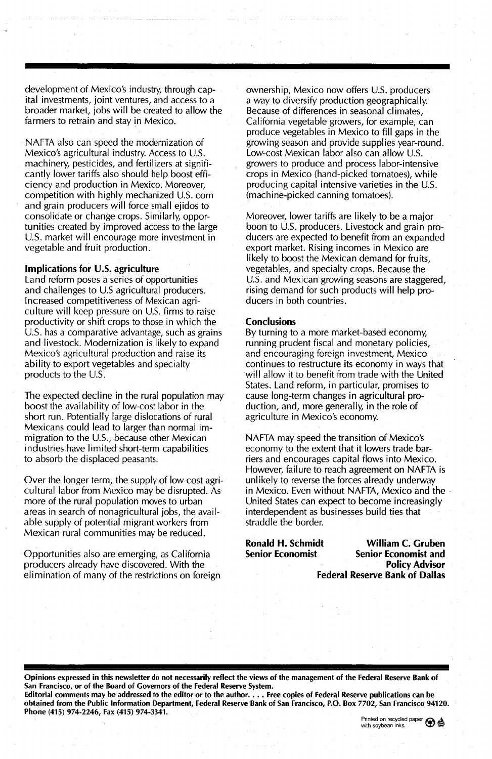development of Mexico's industry, through capital investments, joint ventures, and access to a broader market, jobs will be created to allow the farmers to retrain and stay in Mexico.

NAFTA also can speed the modernization of Mexico's agricultural industry. Access to U.S. machinery, pesticides, and fertilizers at significantly lower tariffs also should help boost efficiency and production in Mexico. Moreover, competition with highly mechanized U.S. corn and grain producers will force small ejidos to consolidate or change crops. Similarly, opportunities created by improved access to the large U.S. market will encourage more investment in vegetable and fruit production.

**Implications for U.S. agriculture**

Land reform poses a series of opportunities and challenges to U.S agricultural producers. Increased competitiveness of Mexican agriculture will keep pressure on U.S. firms to raise productivity or shift crops to those in which the U.S. has a comparative advantage, such as grains and livestock. Modernization is likely to expand Mexico's agricultural production and raise its ability to export vegetables and specialty products to the U.S.

The expected decline in the rural population may boost the availability of low-cost labor in the short run. Potentially large dislocations of rural Mexicans could lead to larger than normal immigration to the U.S., because other Mexican industries have limited short-term capabilities to absorb the displaced peasants.

Over the longer term, the supply of low-cost agricultural labor from Mexico may be disrupted. As more of the rural population moves to urban areas in search of nonagricultural jobs, the available supply of potential migrant workers from Mexican rural communities may be reduced.

Opportunities also are emerging, as California producers already have discovered. With the elimination of many of the restrictions on foreign ownership, Mexico now offers U.S. producers a way to diversify production geographically. Because of differences in seasonal climates, California vegetable growers, for example, can produce vegetables in Mexico to fill gaps in the growing season and provide supplies year-round. Low-cost Mexican labor also can allow U.S. growers to produce and process labor-intensive crops in Mexico (hand-picked tomatoes), while producing capital intensive varieties in the U.S. (machine-picked canning tomatoes).

Moreover, lower tariffs are likely to be a major boon to U.S. producers. Livestock and grain producers are expected to benefit from an expanded export market. Rising incomes in Mexico are likely to boost the Mexican demand for fruits, vegetables, and specialty crops. Because the U.S. and Mexican growing seasons are staggered, rising demand for such products will help producers in both countries.

**Conclusions**

By turning to a more market-based economy, running prudent fiscal and monetary policies, and encouraging foreign investment, Mexico continues to restructure its economy in ways that will allow it to benefit from trade with the United States. Land reform, in particular, promises to cause long-term changes in agricultural production, and, more generally, in the role of agriculture in Mexico's economy.

NAFTA may speed the transition of Mexico's economy to the extent that it lowers trade barriers and encourages capital flows into Mexico. However, failure to reach agreement on NAFTA is unlikely to reverse the forces already underway in Mexico. Even without NAFTA, Mexico and the United States can expect to become increasingly interdependent as businesses build ties that straddle the border.

**Ronald H. Schmidt**
**Senior Economist**

**William C. Gruben**
**Senior Economist and Policy Advisor**
**Federal Reserve Bank of Dallas**

**Opinions expressed in this newsletter do not necessarily reflect the views of the management of the Federal Reserve Bank of San Francisco, or of the Board of Governors of the Federal Reserve System.**
**Editorial comments may be addressed to the editor or to the author. . . . Free copies of Federal Reserve publications can be obtained from the Public Information Department, Federal Reserve Bank of San Francisco, P.O. Box 7702, San Francisco 94120. Phone (415) 974-2246, Fax (415) 974-3341.**

Printed on recycled paper with soybean inks.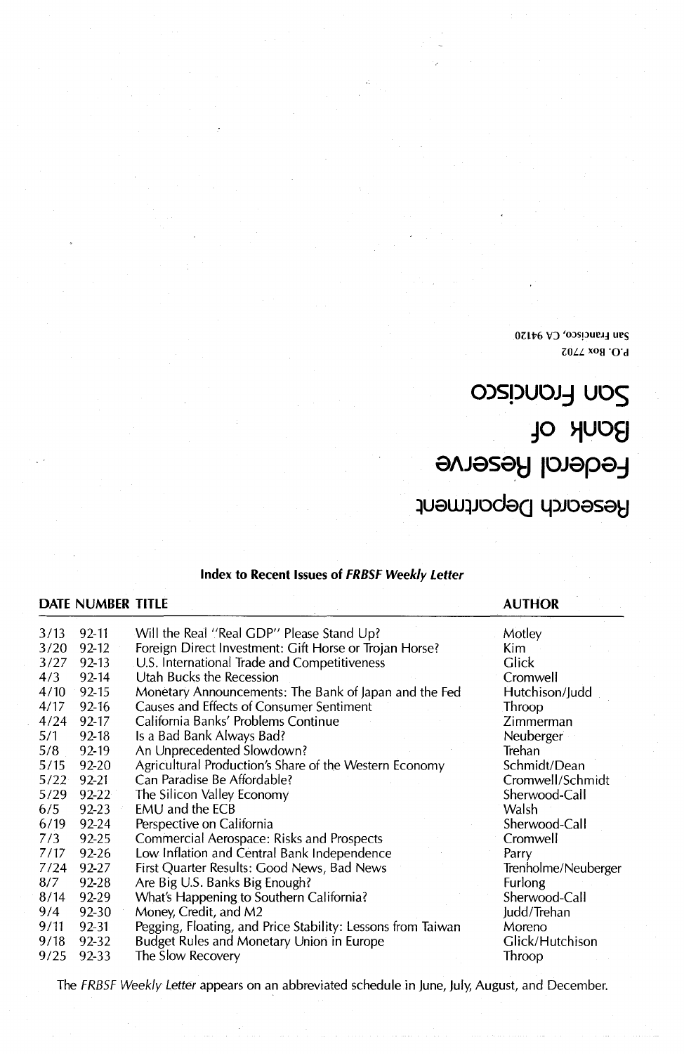Research Department

Federal Reserve

Bank of

San Francisco

P.O. Box 7702

San Francisco, CA 94120

## Index to Recent Issues of *FRBSF Weekly Letter*

| DATE | NUMBER | TITLE | AUTHOR |
|---|---|---|---|
| 3/13 | 92-11 | Will the Real "Real GDP" Please Stand Up? | Motley |
| 3/20 | 92-12 | Foreign Direct Investment: Gift Horse or Trojan Horse? | Kim |
| 3/27 | 92-13 | U.S. International Trade and Competitiveness | Glick |
| 4/3 | 92-14 | Utah Bucks the Recession | Cromwell |
| 4/10 | 92-15 | Monetary Announcements: The Bank of Japan and the Fed | Hutchison/Judd |
| 4/17 | 92-16 | Causes and Effects of Consumer Sentiment | Throop |
| 4/24 | 92-17 | California Banks' Problems Continue | Zimmerman |
| 5/1 | 92-18 | Is a Bad Bank Always Bad? | Neuberger |
| 5/8 | 92-19 | An Unprecedented Slowdown? | Trehan |
| 5/15 | 92-20 | Agricultural Production's Share of the Western Economy | Schmidt/Dean |
| 5/22 | 92-21 | Can Paradise Be Affordable? | Cromwell/Schmidt |
| 5/29 | 92-22 | The Silicon Valley Economy | Sherwood-Call |
| 6/5 | 92-23 | EMU and the ECB | Walsh |
| 6/19 | 92-24 | Perspective on California | Sherwood-Call |
| 7/3 | 92-25 | Commercial Aerospace: Risks and Prospects | Cromwell |
| 7/17 | 92-26 | Low Inflation and Central Bank Independence | Parry |
| 7/24 | 92-27 | First Quarter Results: Good News, Bad News | Trenholme/Neuberger |
| 8/7 | 92-28 | Are Big U.S. Banks Big Enough? | Furlong |
| 8/14 | 92-29 | What's Happening to Southern California? | Sherwood-Call |
| 9/4 | 92-30 | Money, Credit, and M2 | Judd/Trehan |
| 9/11 | 92-31 | Pegging, Floating, and Price Stability: Lessons from Taiwan | Moreno |
| 9/18 | 92-32 | Budget Rules and Monetary Union in Europe | Glick/Hutchison |
| 9/25 | 92-33 | The Slow Recovery | Throop |

The *FRBSF Weekly Letter* appears on an abbreviated schedule in June, July, August, and December.